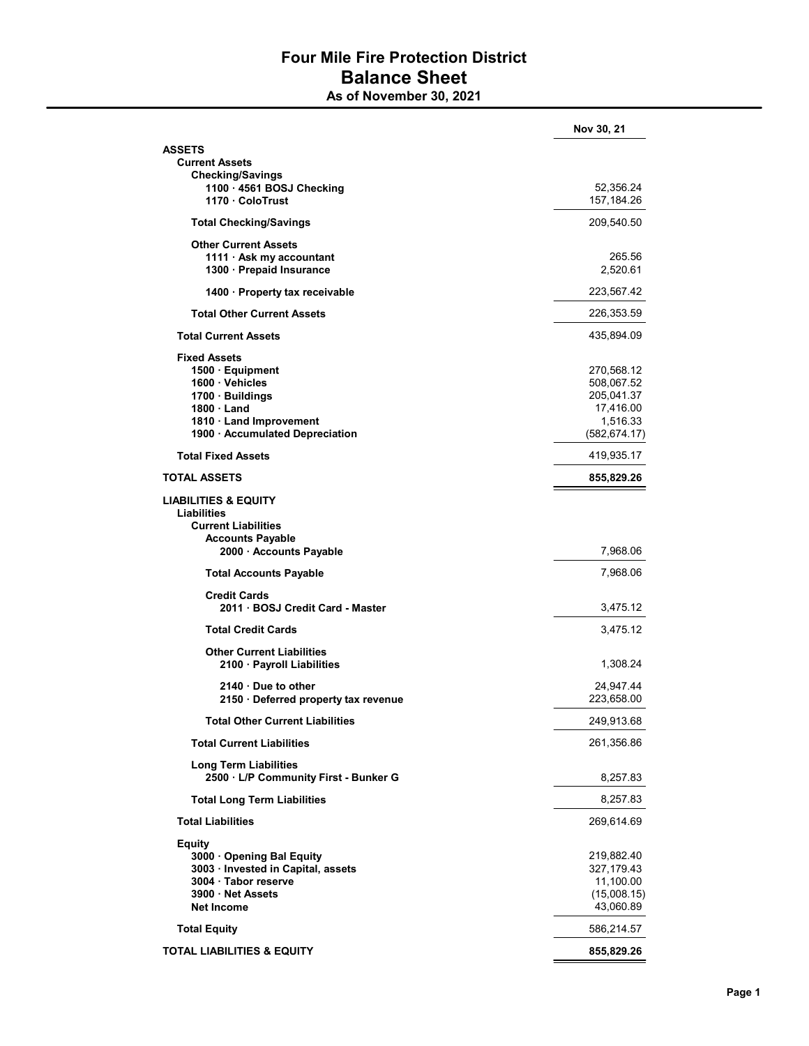# Four Mile Fire Protection District
## Balance Sheet
### As of November 30, 2021

| | Nov 30, 21 |
|---|---:|
| **ASSETS** | |
| **Current Assets** | |
| **Checking/Savings** | |
| **1100 · 4561 BOSJ Checking** | 52,356.24 |
| **1170 · ColoTrust** | 157,184.26 |
| **Total Checking/Savings** | 209,540.50 |
| **Other Current Assets** | |
| **1111 · Ask my accountant** | 265.56 |
| **1300 · Prepaid Insurance** | 2,520.61 |
| **1400 · Property tax receivable** | 223,567.42 |
| **Total Other Current Assets** | 226,353.59 |
| **Total Current Assets** | 435,894.09 |
| **Fixed Assets** | |
| **1500 · Equipment** | 270,568.12 |
| **1600 · Vehicles** | 508,067.52 |
| **1700 · Buildings** | 205,041.37 |
| **1800 · Land** | 17,416.00 |
| **1810 · Land Improvement** | 1,516.33 |
| **1900 · Accumulated Depreciation** | (582,674.17) |
| **Total Fixed Assets** | 419,935.17 |
| **TOTAL ASSETS** | **855,829.26** |
| **LIABILITIES & EQUITY** | |
| **Liabilities** | |
| **Current Liabilities** | |
| **Accounts Payable** | |
| **2000 · Accounts Payable** | 7,968.06 |
| **Total Accounts Payable** | 7,968.06 |
| **Credit Cards** | |
| **2011 · BOSJ Credit Card - Master** | 3,475.12 |
| **Total Credit Cards** | 3,475.12 |
| **Other Current Liabilities** | |
| **2100 · Payroll Liabilities** | 1,308.24 |
| **2140 · Due to other** | 24,947.44 |
| **2150 · Deferred property tax revenue** | 223,658.00 |
| **Total Other Current Liabilities** | 249,913.68 |
| **Total Current Liabilities** | 261,356.86 |
| **Long Term Liabilities** | |
| **2500 · L/P Community First - Bunker G** | 8,257.83 |
| **Total Long Term Liabilities** | 8,257.83 |
| **Total Liabilities** | 269,614.69 |
| **Equity** | |
| **3000 · Opening Bal Equity** | 219,882.40 |
| **3003 · Invested in Capital, assets** | 327,179.43 |
| **3004 · Tabor reserve** | 11,100.00 |
| **3900 · Net Assets** | (15,008.15) |
| **Net Income** | 43,060.89 |
| **Total Equity** | 586,214.57 |
| **TOTAL LIABILITIES & EQUITY** | **855,829.26** |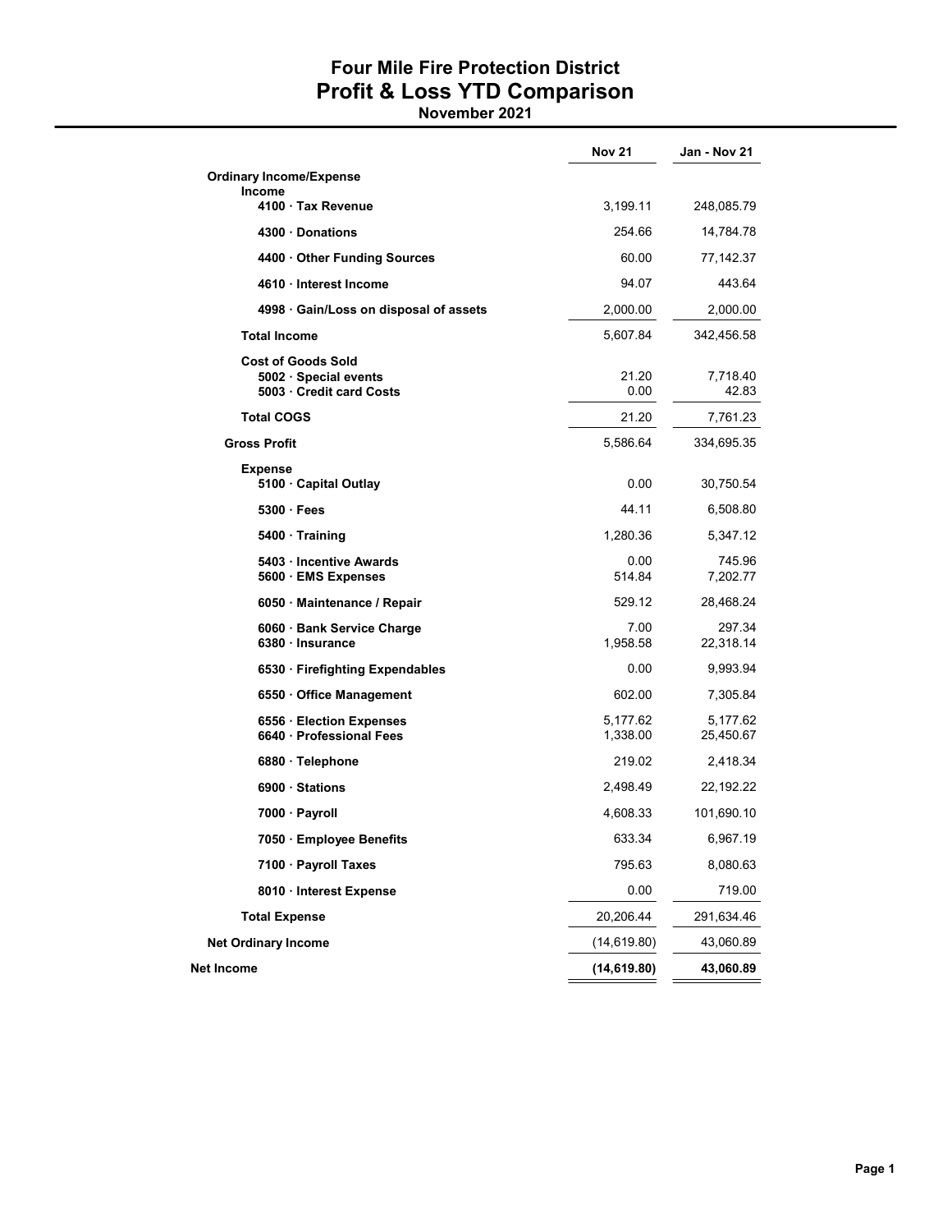# Four Mile Fire Protection District
## Profit & Loss YTD Comparison
**November 2021**

| | Nov 21 | Jan - Nov 21 |
|---|---|---|
| **Ordinary Income/Expense** | | |
| **Income** | | |
| **4100 · Tax Revenue** | 3,199.11 | 248,085.79 |
| **4300 · Donations** | 254.66 | 14,784.78 |
| **4400 · Other Funding Sources** | 60.00 | 77,142.37 |
| **4610 · Interest Income** | 94.07 | 443.64 |
| **4998 · Gain/Loss on disposal of assets** | 2,000.00 | 2,000.00 |
| **Total Income** | 5,607.84 | 342,456.58 |
| **Cost of Goods Sold** | | |
| **5002 · Special events** | 21.20 | 7,718.40 |
| **5003 · Credit card Costs** | 0.00 | 42.83 |
| **Total COGS** | 21.20 | 7,761.23 |
| **Gross Profit** | 5,586.64 | 334,695.35 |
| **Expense** | | |
| **5100 · Capital Outlay** | 0.00 | 30,750.54 |
| **5300 · Fees** | 44.11 | 6,508.80 |
| **5400 · Training** | 1,280.36 | 5,347.12 |
| **5403 · Incentive Awards** | 0.00 | 745.96 |
| **5600 · EMS Expenses** | 514.84 | 7,202.77 |
| **6050 · Maintenance / Repair** | 529.12 | 28,468.24 |
| **6060 · Bank Service Charge** | 7.00 | 297.34 |
| **6380 · Insurance** | 1,958.58 | 22,318.14 |
| **6530 · Firefighting Expendables** | 0.00 | 9,993.94 |
| **6550 · Office Management** | 602.00 | 7,305.84 |
| **6556 · Election Expenses** | 5,177.62 | 5,177.62 |
| **6640 · Professional Fees** | 1,338.00 | 25,450.67 |
| **6880 · Telephone** | 219.02 | 2,418.34 |
| **6900 · Stations** | 2,498.49 | 22,192.22 |
| **7000 · Payroll** | 4,608.33 | 101,690.10 |
| **7050 · Employee Benefits** | 633.34 | 6,967.19 |
| **7100 · Payroll Taxes** | 795.63 | 8,080.63 |
| **8010 · Interest Expense** | 0.00 | 719.00 |
| **Total Expense** | 20,206.44 | 291,634.46 |
| **Net Ordinary Income** | (14,619.80) | 43,060.89 |
| **Net Income** | **(14,619.80)** | **43,060.89** |